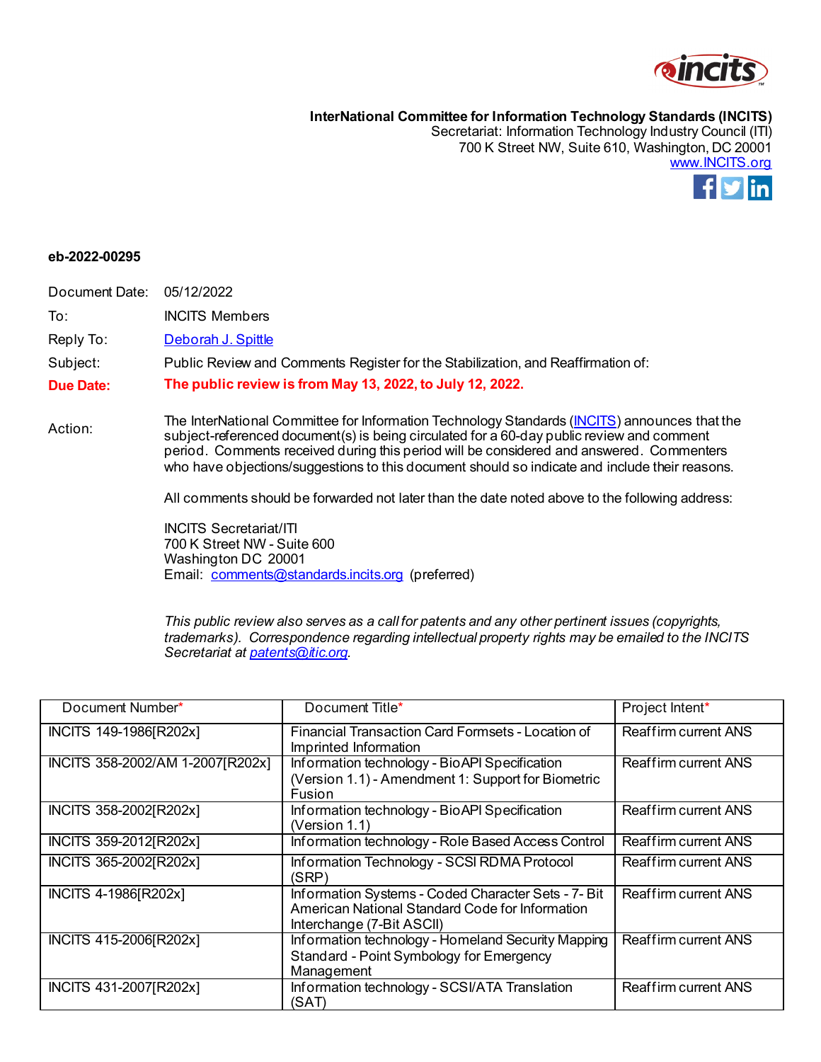**InterNational Committee for Information Technology Standards (INCITS)**
Secretariat: Information Technology Industry Council (ITI)
700 K Street NW, Suite 610, Washington, DC 20001
www.INCITS.org

**eb-2022-00295**

Document Date: 05/12/2022

To: INCITS Members

Reply To: Deborah J. Spittle

Subject: Public Review and Comments Register for the Stabilization, and Reaffirmation of:

**Due Date: The public review is from May 13, 2022, to July 12, 2022.**

Action: The InterNational Committee for Information Technology Standards (INCITS) announces that the subject-referenced document(s) is being circulated for a 60-day public review and comment period. Comments received during this period will be considered and answered. Commenters who have objections/suggestions to this document should so indicate and include their reasons.

All comments should be forwarded not later than the date noted above to the following address:

INCITS Secretariat/ITI
700 K Street NW - Suite 600
Washington DC 20001
Email: comments@standards.incits.org (preferred)

*This public review also serves as a call for patents and any other pertinent issues (copyrights, trademarks). Correspondence regarding intellectual property rights may be emailed to the INCITS Secretariat at patents@itic.org.*

| Document Number* | Document Title* | Project Intent* |
|---|---|---|
| INCITS 149-1986[R202x] | Financial Transaction Card Formsets - Location of Imprinted Information | Reaffirm current ANS |
| INCITS 358-2002/AM 1-2007[R202x] | Information technology - BioAPI Specification (Version 1.1) - Amendment 1: Support for Biometric Fusion | Reaffirm current ANS |
| INCITS 358-2002[R202x] | Information technology - BioAPI Specification (Version 1.1) | Reaffirm current ANS |
| INCITS 359-2012[R202x] | Information technology - Role Based Access Control | Reaffirm current ANS |
| INCITS 365-2002[R202x] | Information Technology - SCSI RDMA Protocol (SRP) | Reaffirm current ANS |
| INCITS 4-1986[R202x] | Information Systems - Coded Character Sets - 7- Bit American National Standard Code for Information Interchange (7-Bit ASCII) | Reaffirm current ANS |
| INCITS 415-2006[R202x] | Information technology - Homeland Security Mapping Standard - Point Symbology for Emergency Management | Reaffirm current ANS |
| INCITS 431-2007[R202x] | Information technology - SCSI/ATA Translation (SAT) | Reaffirm current ANS |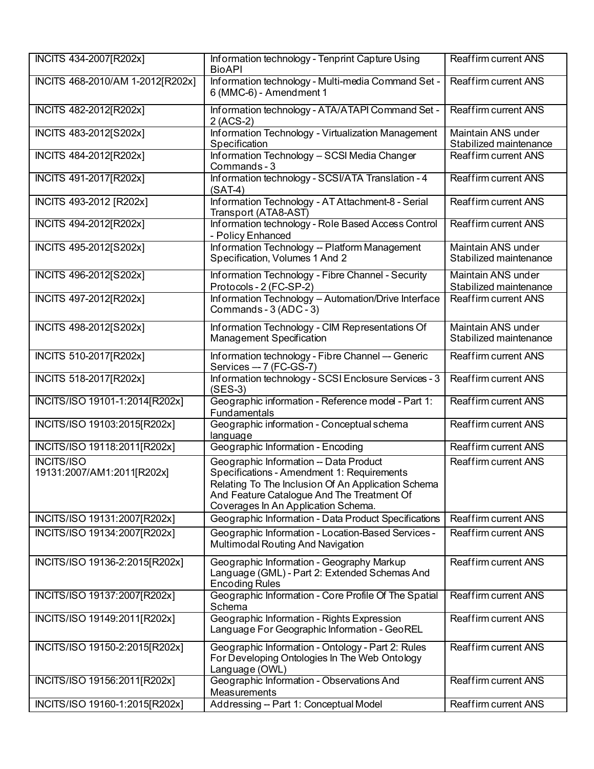| | | |
|---|---|---|
| INCITS 434-2007[R202x] | Information technology - Tenprint Capture Using BioAPI | Reaffirm current ANS |
| INCITS 468-2010/AM 1-2012[R202x] | Information technology - Multi-media Command Set - 6 (MMC-6) - Amendment 1 | Reaffirm current ANS |
| INCITS 482-2012[R202x] | Information technology - ATA/ATAPI Command Set - 2 (ACS-2) | Reaffirm current ANS |
| INCITS 483-2012[S202x] | Information Technology - Virtualization Management Specification | Maintain ANS under Stabilized maintenance |
| INCITS 484-2012[R202x] | Information Technology – SCSI Media Changer Commands - 3 | Reaffirm current ANS |
| INCITS 491-2017[R202x] | Information technology - SCSI/ATA Translation - 4 (SAT-4) | Reaffirm current ANS |
| INCITS 493-2012 [R202x] | Information Technology - AT Attachment-8 - Serial Transport (ATA8-AST) | Reaffirm current ANS |
| INCITS 494-2012[R202x] | Information technology - Role Based Access Control - Policy Enhanced | Reaffirm current ANS |
| INCITS 495-2012[S202x] | Information Technology -- Platform Management Specification, Volumes 1 And 2 | Maintain ANS under Stabilized maintenance |
| INCITS 496-2012[S202x] | Information Technology - Fibre Channel - Security Protocols - 2 (FC-SP-2) | Maintain ANS under Stabilized maintenance |
| INCITS 497-2012[R202x] | Information Technology – Automation/Drive Interface Commands - 3 (ADC - 3) | Reaffirm current ANS |
| INCITS 498-2012[S202x] | Information Technology - CIM Representations Of Management Specification | Maintain ANS under Stabilized maintenance |
| INCITS 510-2017[R202x] | Information technology - Fibre Channel — Generic Services — 7 (FC-GS-7) | Reaffirm current ANS |
| INCITS 518-2017[R202x] | Information technology - SCSI Enclosure Services - 3 (SES-3) | Reaffirm current ANS |
| INCITS/ISO 19101-1:2014[R202x] | Geographic information - Reference model - Part 1: Fundamentals | Reaffirm current ANS |
| INCITS/ISO 19103:2015[R202x] | Geographic information - Conceptual schema language | Reaffirm current ANS |
| INCITS/ISO 19118:2011[R202x] | Geographic Information - Encoding | Reaffirm current ANS |
| INCITS/ISO 19131:2007/AM1:2011[R202x] | Geographic Information -- Data Product Specifications - Amendment 1: Requirements Relating To The Inclusion Of An Application Schema And Feature Catalogue And The Treatment Of Coverages In An Application Schema. | Reaffirm current ANS |
| INCITS/ISO 19131:2007[R202x] | Geographic Information - Data Product Specifications | Reaffirm current ANS |
| INCITS/ISO 19134:2007[R202x] | Geographic Information - Location-Based Services - Multimodal Routing And Navigation | Reaffirm current ANS |
| INCITS/ISO 19136-2:2015[R202x] | Geographic Information - Geography Markup Language (GML) - Part 2: Extended Schemas And Encoding Rules | Reaffirm current ANS |
| INCITS/ISO 19137:2007[R202x] | Geographic Information - Core Profile Of The Spatial Schema | Reaffirm current ANS |
| INCITS/ISO 19149:2011[R202x] | Geographic Information - Rights Expression Language For Geographic Information - GeoREL | Reaffirm current ANS |
| INCITS/ISO 19150-2:2015[R202x] | Geographic Information - Ontology - Part 2: Rules For Developing Ontologies In The Web Ontology Language (OWL) | Reaffirm current ANS |
| INCITS/ISO 19156:2011[R202x] | Geographic Information - Observations And Measurements | Reaffirm current ANS |
| INCITS/ISO 19160-1:2015[R202x] | Addressing -- Part 1: Conceptual Model | Reaffirm current ANS |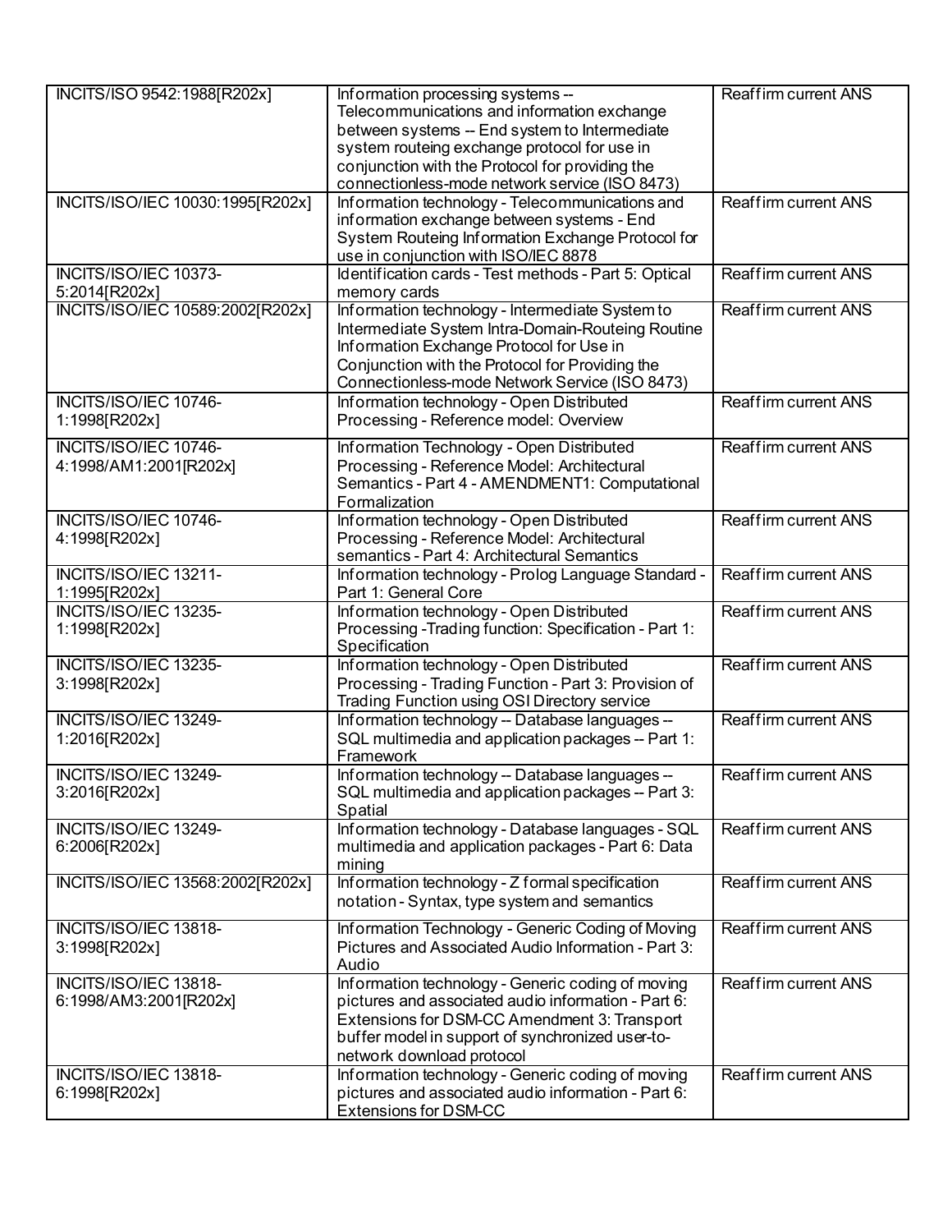| | | |
|---|---|---|
| INCITS/ISO 9542:1988[R202x] | Information processing systems -- Telecommunications and information exchange between systems -- End system to Intermediate system routeing exchange protocol for use in conjunction with the Protocol for providing the connectionless-mode network service (ISO 8473) | Reaffirm current ANS |
| INCITS/ISO/IEC 10030:1995[R202x] | Information technology - Telecommunications and information exchange between systems - End System Routeing Information Exchange Protocol for use in conjunction with ISO/IEC 8878 | Reaffirm current ANS |
| INCITS/ISO/IEC 10373-5:2014[R202x] | Identification cards - Test methods - Part 5: Optical memory cards | Reaffirm current ANS |
| INCITS/ISO/IEC 10589:2002[R202x] | Information technology - Intermediate System to Intermediate System Intra-Domain-Routeing Routine Information Exchange Protocol for Use in Conjunction with the Protocol for Providing the Connectionless-mode Network Service (ISO 8473) | Reaffirm current ANS |
| INCITS/ISO/IEC 10746-1:1998[R202x] | Information technology - Open Distributed Processing - Reference model: Overview | Reaffirm current ANS |
| INCITS/ISO/IEC 10746-4:1998/AM1:2001[R202x] | Information Technology - Open Distributed Processing - Reference Model: Architectural Semantics - Part 4 - AMENDMENT1: Computational Formalization | Reaffirm current ANS |
| INCITS/ISO/IEC 10746-4:1998[R202x] | Information technology - Open Distributed Processing - Reference Model: Architectural semantics - Part 4: Architectural Semantics | Reaffirm current ANS |
| INCITS/ISO/IEC 13211-1:1995[R202x] | Information technology - Prolog Language Standard - Part 1: General Core | Reaffirm current ANS |
| INCITS/ISO/IEC 13235-1:1998[R202x] | Information technology - Open Distributed Processing -Trading function: Specification - Part 1: Specification | Reaffirm current ANS |
| INCITS/ISO/IEC 13235-3:1998[R202x] | Information technology - Open Distributed Processing - Trading Function - Part 3: Provision of Trading Function using OSI Directory service | Reaffirm current ANS |
| INCITS/ISO/IEC 13249-1:2016[R202x] | Information technology -- Database languages -- SQL multimedia and application packages -- Part 1: Framework | Reaffirm current ANS |
| INCITS/ISO/IEC 13249-3:2016[R202x] | Information technology -- Database languages -- SQL multimedia and application packages -- Part 3: Spatial | Reaffirm current ANS |
| INCITS/ISO/IEC 13249-6:2006[R202x] | Information technology - Database languages - SQL multimedia and application packages - Part 6: Data mining | Reaffirm current ANS |
| INCITS/ISO/IEC 13568:2002[R202x] | Information technology - Z formal specification notation - Syntax, type system and semantics | Reaffirm current ANS |
| INCITS/ISO/IEC 13818-3:1998[R202x] | Information Technology - Generic Coding of Moving Pictures and Associated Audio Information - Part 3: Audio | Reaffirm current ANS |
| INCITS/ISO/IEC 13818-6:1998/AM3:2001[R202x] | Information technology - Generic coding of moving pictures and associated audio information - Part 6: Extensions for DSM-CC Amendment 3: Transport buffer model in support of synchronized user-to-network download protocol | Reaffirm current ANS |
| INCITS/ISO/IEC 13818-6:1998[R202x] | Information technology - Generic coding of moving pictures and associated audio information - Part 6: Extensions for DSM-CC | Reaffirm current ANS |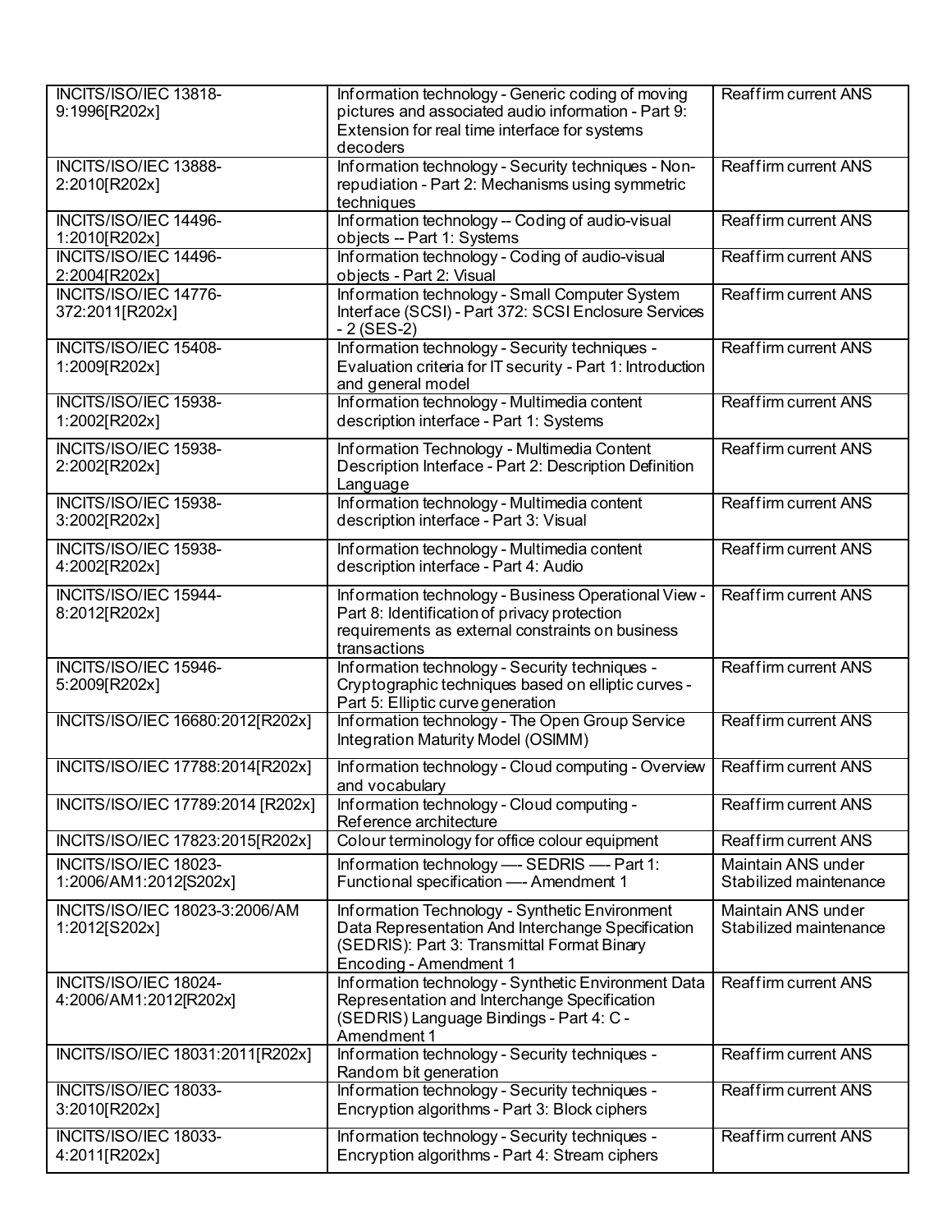| | | |
|---|---|---|
| INCITS/ISO/IEC 13818-9:1996[R202x] | Information technology - Generic coding of moving pictures and associated audio information - Part 9: Extension for real time interface for systems decoders | Reaffirm current ANS |
| INCITS/ISO/IEC 13888-2:2010[R202x] | Information technology - Security techniques - Non-repudiation - Part 2: Mechanisms using symmetric techniques | Reaffirm current ANS |
| INCITS/ISO/IEC 14496-1:2010[R202x] | Information technology -- Coding of audio-visual objects -- Part 1: Systems | Reaffirm current ANS |
| INCITS/ISO/IEC 14496-2:2004[R202x] | Information technology - Coding of audio-visual objects - Part 2: Visual | Reaffirm current ANS |
| INCITS/ISO/IEC 14776-372:2011[R202x] | Information technology - Small Computer System Interface (SCSI) - Part 372: SCSI Enclosure Services - 2 (SES-2) | Reaffirm current ANS |
| INCITS/ISO/IEC 15408-1:2009[R202x] | Information technology - Security techniques - Evaluation criteria for IT security - Part 1: Introduction and general model | Reaffirm current ANS |
| INCITS/ISO/IEC 15938-1:2002[R202x] | Information technology - Multimedia content description interface - Part 1: Systems | Reaffirm current ANS |
| INCITS/ISO/IEC 15938-2:2002[R202x] | Information Technology - Multimedia Content Description Interface - Part 2: Description Definition Language | Reaffirm current ANS |
| INCITS/ISO/IEC 15938-3:2002[R202x] | Information technology - Multimedia content description interface - Part 3: Visual | Reaffirm current ANS |
| INCITS/ISO/IEC 15938-4:2002[R202x] | Information technology - Multimedia content description interface - Part 4: Audio | Reaffirm current ANS |
| INCITS/ISO/IEC 15944-8:2012[R202x] | Information technology - Business Operational View - Part 8: Identification of privacy protection requirements as external constraints on business transactions | Reaffirm current ANS |
| INCITS/ISO/IEC 15946-5:2009[R202x] | Information technology - Security techniques - Cryptographic techniques based on elliptic curves - Part 5: Elliptic curve generation | Reaffirm current ANS |
| INCITS/ISO/IEC 16680:2012[R202x] | Information technology - The Open Group Service Integration Maturity Model (OSIMM) | Reaffirm current ANS |
| INCITS/ISO/IEC 17788:2014[R202x] | Information technology - Cloud computing - Overview and vocabulary | Reaffirm current ANS |
| INCITS/ISO/IEC 17789:2014 [R202x] | Information technology - Cloud computing - Reference architecture | Reaffirm current ANS |
| INCITS/ISO/IEC 17823:2015[R202x] | Colour terminology for office colour equipment | Reaffirm current ANS |
| INCITS/ISO/IEC 18023-1:2006/AM1:2012[S202x] | Information technology —- SEDRIS —- Part 1: Functional specification —- Amendment 1 | Maintain ANS under Stabilized maintenance |
| INCITS/ISO/IEC 18023-3:2006/AM 1:2012[S202x] | Information Technology - Synthetic Environment Data Representation And Interchange Specification (SEDRIS): Part 3: Transmittal Format Binary Encoding - Amendment 1 | Maintain ANS under Stabilized maintenance |
| INCITS/ISO/IEC 18024-4:2006/AM1:2012[R202x] | Information technology - Synthetic Environment Data Representation and Interchange Specification (SEDRIS) Language Bindings - Part 4: C - Amendment 1 | Reaffirm current ANS |
| INCITS/ISO/IEC 18031:2011[R202x] | Information technology - Security techniques - Random bit generation | Reaffirm current ANS |
| INCITS/ISO/IEC 18033-3:2010[R202x] | Information technology - Security techniques - Encryption algorithms - Part 3: Block ciphers | Reaffirm current ANS |
| INCITS/ISO/IEC 18033-4:2011[R202x] | Information technology - Security techniques - Encryption algorithms - Part 4: Stream ciphers | Reaffirm current ANS |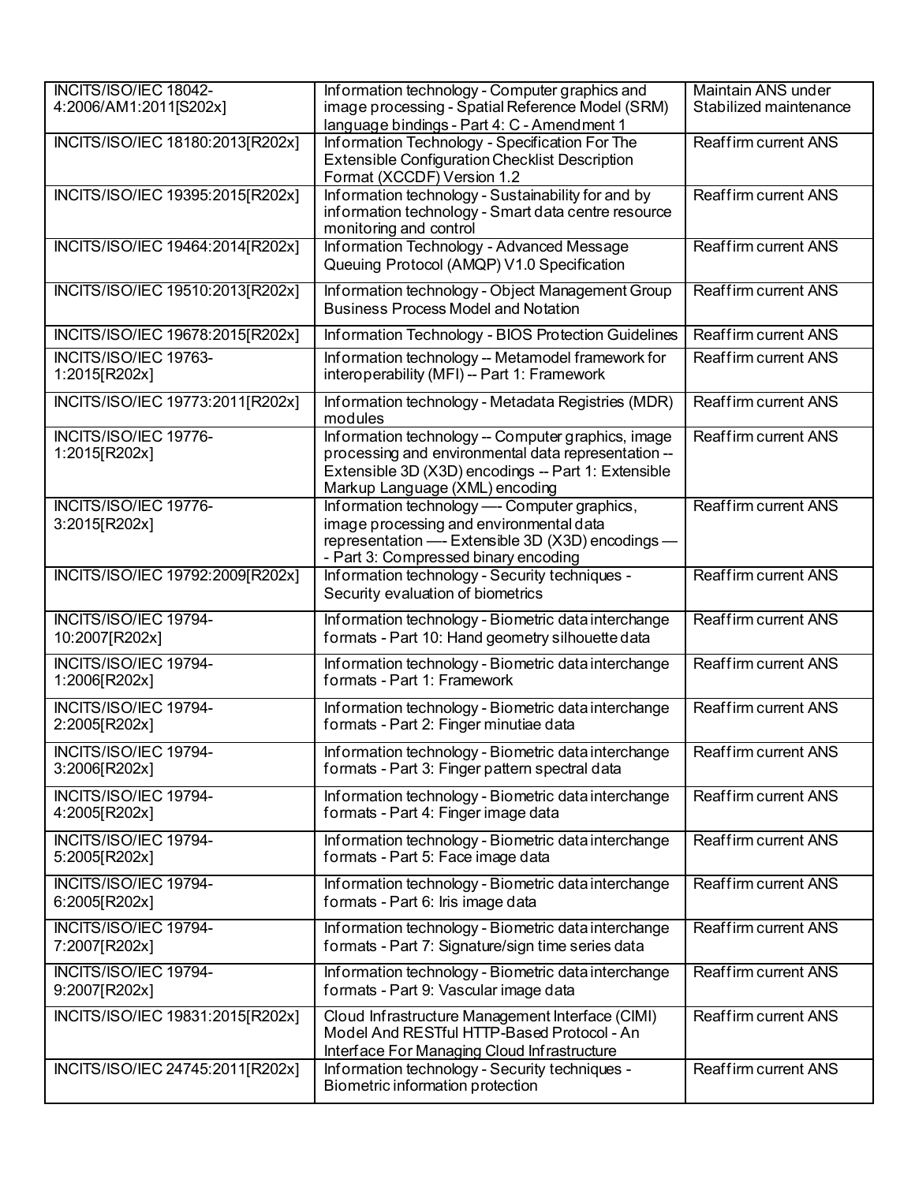| INCITS/ISO/IEC 18042-4:2006/AM1:2011[S202x] | Information technology - Computer graphics and image processing - Spatial Reference Model (SRM) language bindings - Part 4: C - Amendment 1 | Maintain ANS under Stabilized maintenance |
|---|---|---|
| INCITS/ISO/IEC 18180:2013[R202x] | Information Technology - Specification For The Extensible Configuration Checklist Description Format (XCCDF) Version 1.2 | Reaffirm current ANS |
| INCITS/ISO/IEC 19395:2015[R202x] | Information technology - Sustainability for and by information technology - Smart data centre resource monitoring and control | Reaffirm current ANS |
| INCITS/ISO/IEC 19464:2014[R202x] | Information Technology - Advanced Message Queuing Protocol (AMQP) V1.0 Specification | Reaffirm current ANS |
| INCITS/ISO/IEC 19510:2013[R202x] | Information technology - Object Management Group Business Process Model and Notation | Reaffirm current ANS |
| INCITS/ISO/IEC 19678:2015[R202x] | Information Technology - BIOS Protection Guidelines | Reaffirm current ANS |
| INCITS/ISO/IEC 19763-1:2015[R202x] | Information technology -- Metamodel framework for interoperability (MFI) -- Part 1: Framework | Reaffirm current ANS |
| INCITS/ISO/IEC 19773:2011[R202x] | Information technology - Metadata Registries (MDR) modules | Reaffirm current ANS |
| INCITS/ISO/IEC 19776-1:2015[R202x] | Information technology -- Computer graphics, image processing and environmental data representation -- Extensible 3D (X3D) encodings -- Part 1: Extensible Markup Language (XML) encoding | Reaffirm current ANS |
| INCITS/ISO/IEC 19776-3:2015[R202x] | Information technology —- Computer graphics, image processing and environmental data representation —- Extensible 3D (X3D) encodings —- Part 3: Compressed binary encoding | Reaffirm current ANS |
| INCITS/ISO/IEC 19792:2009[R202x] | Information technology - Security techniques - Security evaluation of biometrics | Reaffirm current ANS |
| INCITS/ISO/IEC 19794-10:2007[R202x] | Information technology - Biometric data interchange formats - Part 10: Hand geometry silhouette data | Reaffirm current ANS |
| INCITS/ISO/IEC 19794-1:2006[R202x] | Information technology - Biometric data interchange formats - Part 1: Framework | Reaffirm current ANS |
| INCITS/ISO/IEC 19794-2:2005[R202x] | Information technology - Biometric data interchange formats - Part 2: Finger minutiae data | Reaffirm current ANS |
| INCITS/ISO/IEC 19794-3:2006[R202x] | Information technology - Biometric data interchange formats - Part 3: Finger pattern spectral data | Reaffirm current ANS |
| INCITS/ISO/IEC 19794-4:2005[R202x] | Information technology - Biometric data interchange formats - Part 4: Finger image data | Reaffirm current ANS |
| INCITS/ISO/IEC 19794-5:2005[R202x] | Information technology - Biometric data interchange formats - Part 5: Face image data | Reaffirm current ANS |
| INCITS/ISO/IEC 19794-6:2005[R202x] | Information technology - Biometric data interchange formats - Part 6: Iris image data | Reaffirm current ANS |
| INCITS/ISO/IEC 19794-7:2007[R202x] | Information technology - Biometric data interchange formats - Part 7: Signature/sign time series data | Reaffirm current ANS |
| INCITS/ISO/IEC 19794-9:2007[R202x] | Information technology - Biometric data interchange formats - Part 9: Vascular image data | Reaffirm current ANS |
| INCITS/ISO/IEC 19831:2015[R202x] | Cloud Infrastructure Management Interface (CIMI) Model And RESTful HTTP-Based Protocol - An Interface For Managing Cloud Infrastructure | Reaffirm current ANS |
| INCITS/ISO/IEC 24745:2011[R202x] | Information technology - Security techniques - Biometric information protection | Reaffirm current ANS |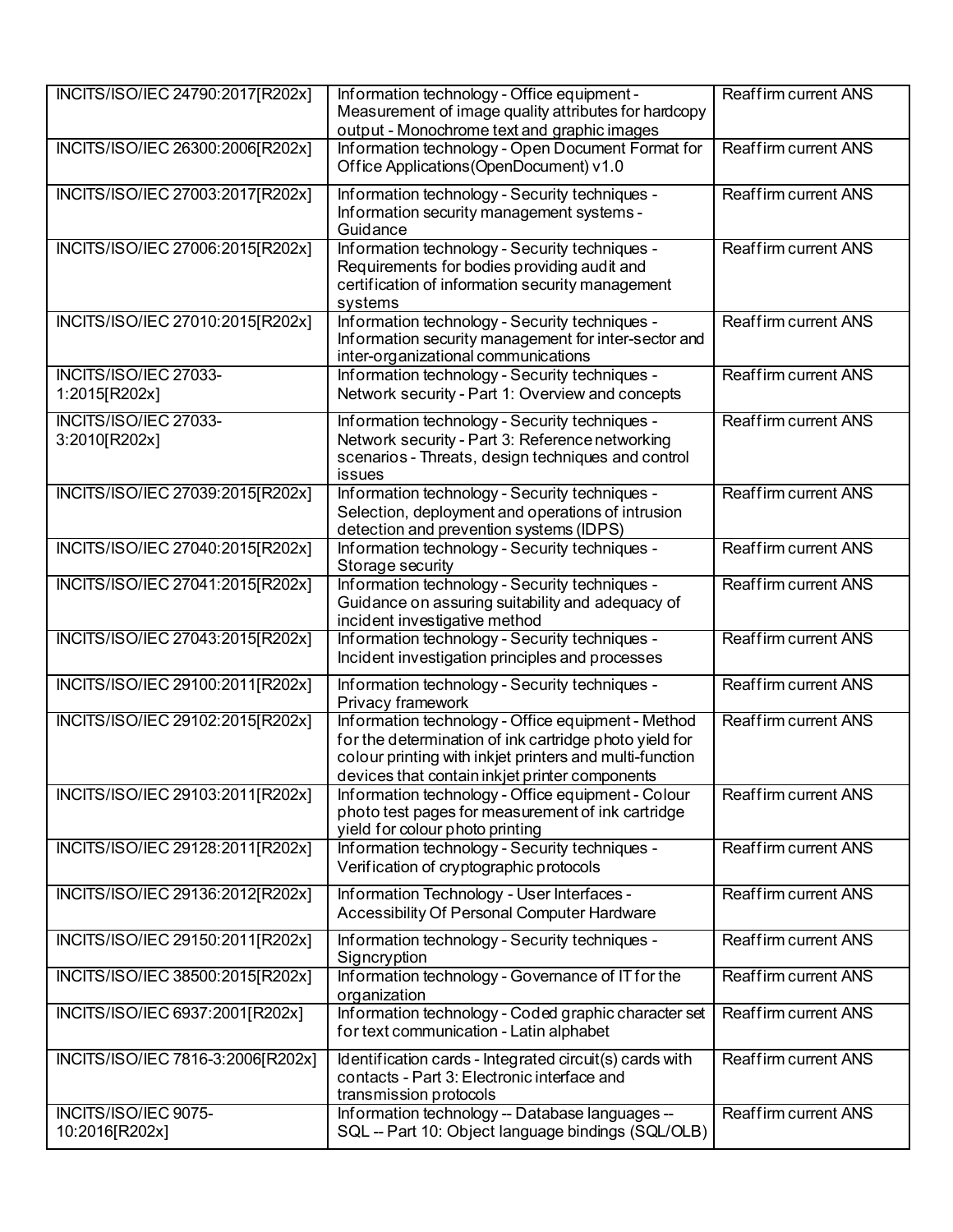| INCITS/ISO/IEC 24790:2017[R202x] | Information technology - Office equipment - Measurement of image quality attributes for hardcopy output - Monochrome text and graphic images | Reaffirm current ANS |
|---|---|---|
| INCITS/ISO/IEC 26300:2006[R202x] | Information technology - Open Document Format for Office Applications(OpenDocument) v1.0 | Reaffirm current ANS |
| INCITS/ISO/IEC 27003:2017[R202x] | Information technology - Security techniques - Information security management systems - Guidance | Reaffirm current ANS |
| INCITS/ISO/IEC 27006:2015[R202x] | Information technology - Security techniques - Requirements for bodies providing audit and certification of information security management systems | Reaffirm current ANS |
| INCITS/ISO/IEC 27010:2015[R202x] | Information technology - Security techniques - Information security management for inter-sector and inter-organizational communications | Reaffirm current ANS |
| INCITS/ISO/IEC 27033-1:2015[R202x] | Information technology - Security techniques - Network security - Part 1: Overview and concepts | Reaffirm current ANS |
| INCITS/ISO/IEC 27033-3:2010[R202x] | Information technology - Security techniques - Network security - Part 3: Reference networking scenarios - Threats, design techniques and control issues | Reaffirm current ANS |
| INCITS/ISO/IEC 27039:2015[R202x] | Information technology - Security techniques - Selection, deployment and operations of intrusion detection and prevention systems (IDPS) | Reaffirm current ANS |
| INCITS/ISO/IEC 27040:2015[R202x] | Information technology - Security techniques - Storage security | Reaffirm current ANS |
| INCITS/ISO/IEC 27041:2015[R202x] | Information technology - Security techniques - Guidance on assuring suitability and adequacy of incident investigative method | Reaffirm current ANS |
| INCITS/ISO/IEC 27043:2015[R202x] | Information technology - Security techniques - Incident investigation principles and processes | Reaffirm current ANS |
| INCITS/ISO/IEC 29100:2011[R202x] | Information technology - Security techniques - Privacy framework | Reaffirm current ANS |
| INCITS/ISO/IEC 29102:2015[R202x] | Information technology - Office equipment - Method for the determination of ink cartridge photo yield for colour printing with inkjet printers and multi-function devices that contain inkjet printer components | Reaffirm current ANS |
| INCITS/ISO/IEC 29103:2011[R202x] | Information technology - Office equipment - Colour photo test pages for measurement of ink cartridge yield for colour photo printing | Reaffirm current ANS |
| INCITS/ISO/IEC 29128:2011[R202x] | Information technology - Security techniques - Verification of cryptographic protocols | Reaffirm current ANS |
| INCITS/ISO/IEC 29136:2012[R202x] | Information Technology - User Interfaces - Accessibility Of Personal Computer Hardware | Reaffirm current ANS |
| INCITS/ISO/IEC 29150:2011[R202x] | Information technology - Security techniques - Signcryption | Reaffirm current ANS |
| INCITS/ISO/IEC 38500:2015[R202x] | Information technology - Governance of IT for the organization | Reaffirm current ANS |
| INCITS/ISO/IEC 6937:2001[R202x] | Information technology - Coded graphic character set for text communication - Latin alphabet | Reaffirm current ANS |
| INCITS/ISO/IEC 7816-3:2006[R202x] | Identification cards - Integrated circuit(s) cards with contacts - Part 3: Electronic interface and transmission protocols | Reaffirm current ANS |
| INCITS/ISO/IEC 9075-10:2016[R202x] | Information technology -- Database languages -- SQL -- Part 10: Object language bindings (SQL/OLB) | Reaffirm current ANS |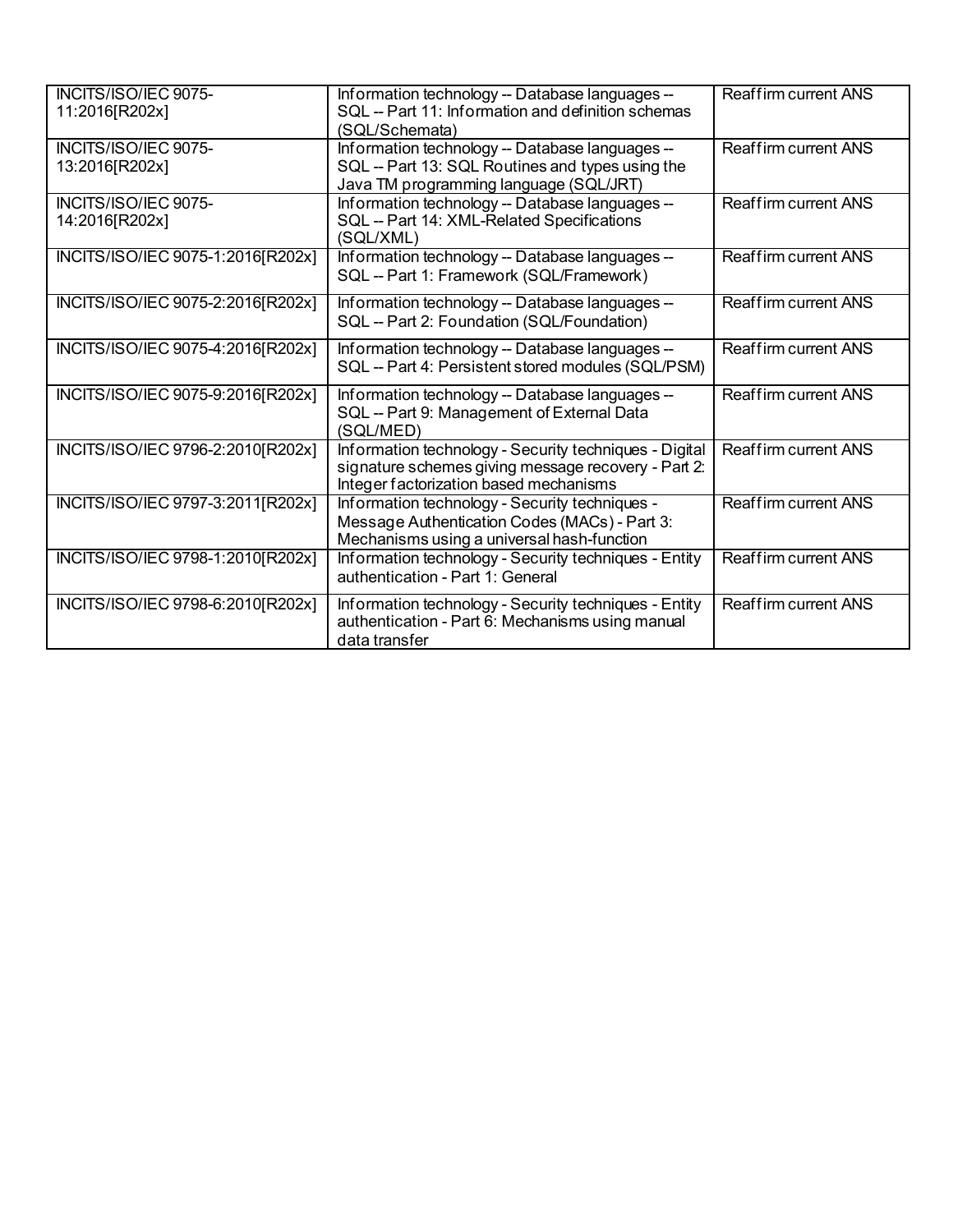| | | |
|---|---|---|
| INCITS/ISO/IEC 9075-11:2016[R202x] | Information technology -- Database languages -- SQL -- Part 11: Information and definition schemas (SQL/Schemata) | Reaffirm current ANS |
| INCITS/ISO/IEC 9075-13:2016[R202x] | Information technology -- Database languages -- SQL -- Part 13: SQL Routines and types using the Java TM programming language (SQL/JRT) | Reaffirm current ANS |
| INCITS/ISO/IEC 9075-14:2016[R202x] | Information technology -- Database languages -- SQL -- Part 14: XML-Related Specifications (SQL/XML) | Reaffirm current ANS |
| INCITS/ISO/IEC 9075-1:2016[R202x] | Information technology -- Database languages -- SQL -- Part 1: Framework (SQL/Framework) | Reaffirm current ANS |
| INCITS/ISO/IEC 9075-2:2016[R202x] | Information technology -- Database languages -- SQL -- Part 2: Foundation (SQL/Foundation) | Reaffirm current ANS |
| INCITS/ISO/IEC 9075-4:2016[R202x] | Information technology -- Database languages -- SQL -- Part 4: Persistent stored modules (SQL/PSM) | Reaffirm current ANS |
| INCITS/ISO/IEC 9075-9:2016[R202x] | Information technology -- Database languages -- SQL -- Part 9: Management of External Data (SQL/MED) | Reaffirm current ANS |
| INCITS/ISO/IEC 9796-2:2010[R202x] | Information technology - Security techniques - Digital signature schemes giving message recovery - Part 2: Integer factorization based mechanisms | Reaffirm current ANS |
| INCITS/ISO/IEC 9797-3:2011[R202x] | Information technology - Security techniques - Message Authentication Codes (MACs) - Part 3: Mechanisms using a universal hash-function | Reaffirm current ANS |
| INCITS/ISO/IEC 9798-1:2010[R202x] | Information technology - Security techniques - Entity authentication - Part 1: General | Reaffirm current ANS |
| INCITS/ISO/IEC 9798-6:2010[R202x] | Information technology - Security techniques - Entity authentication - Part 6: Mechanisms using manual data transfer | Reaffirm current ANS |